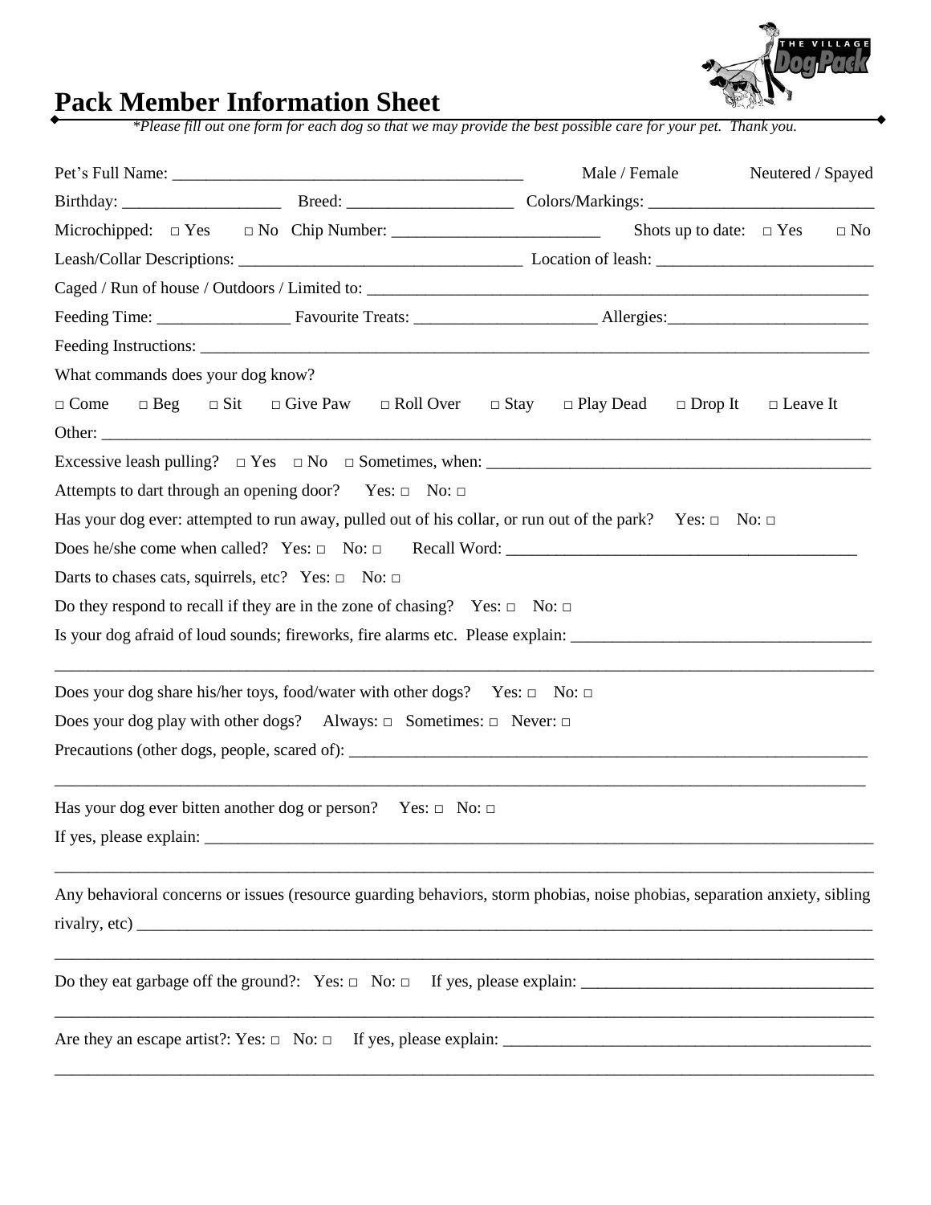# Pack Member Information Sheet

*\*Please fill out one form for each dog so that we may provide the best possible care for your pet. Thank you.*

Pet's Full Name: ________________________________________ Male / Female Neutered / Spayed

Birthday: __________________ Breed: ___________________ Colors/Markings: ___________________________

Microchipped: □ Yes □ No Chip Number: ________________________ Shots up to date: □ Yes □ No

Leash/Collar Descriptions: _________________________________ Location of leash: __________________________

Caged / Run of house / Outdoors / Limited to: ______________________________________________________________

Feeding Time: ________________ Favourite Treats: _____________________ Allergies:________________________

Feeding Instructions: ______________________________________________________________________________

What commands does your dog know?

□ Come □ Beg □ Sit □ Give Paw □ Roll Over □ Stay □ Play Dead □ Drop It □ Leave It

Other: ___________________________________________________________________________________________

Excessive leash pulling? □ Yes □ No □ Sometimes, when: ____________________________________________

Attempts to dart through an opening door? Yes: □ No: □

Has your dog ever: attempted to run away, pulled out of his collar, or run out of the park? Yes: □ No: □

Does he/she come when called? Yes: □ No: □ Recall Word: __________________________________________

Darts to chases cats, squirrels, etc? Yes: □ No: □

Do they respond to recall if they are in the zone of chasing? Yes: □ No: □

Is your dog afraid of loud sounds; fireworks, fire alarms etc. Please explain: ___________________________________

__________________________________________________________________________________________________

Does your dog share his/her toys, food/water with other dogs? Yes: □ No: □

Does your dog play with other dogs? Always: □ Sometimes: □ Never: □

Precautions (other dogs, people, scared of): _________________________________________________________________

__________________________________________________________________________________________________

Has your dog ever bitten another dog or person? Yes: □ No: □

If yes, please explain: _______________________________________________________________________________

__________________________________________________________________________________________________

Any behavioral concerns or issues (resource guarding behaviors, storm phobias, noise phobias, separation anxiety, sibling rivalry, etc) _______________________________________________________________________________________

__________________________________________________________________________________________________

Do they eat garbage off the ground?: Yes: □ No: □ If yes, please explain: ___________________________________

__________________________________________________________________________________________________

Are they an escape artist?: Yes: □ No: □ If yes, please explain: ____________________________________________

__________________________________________________________________________________________________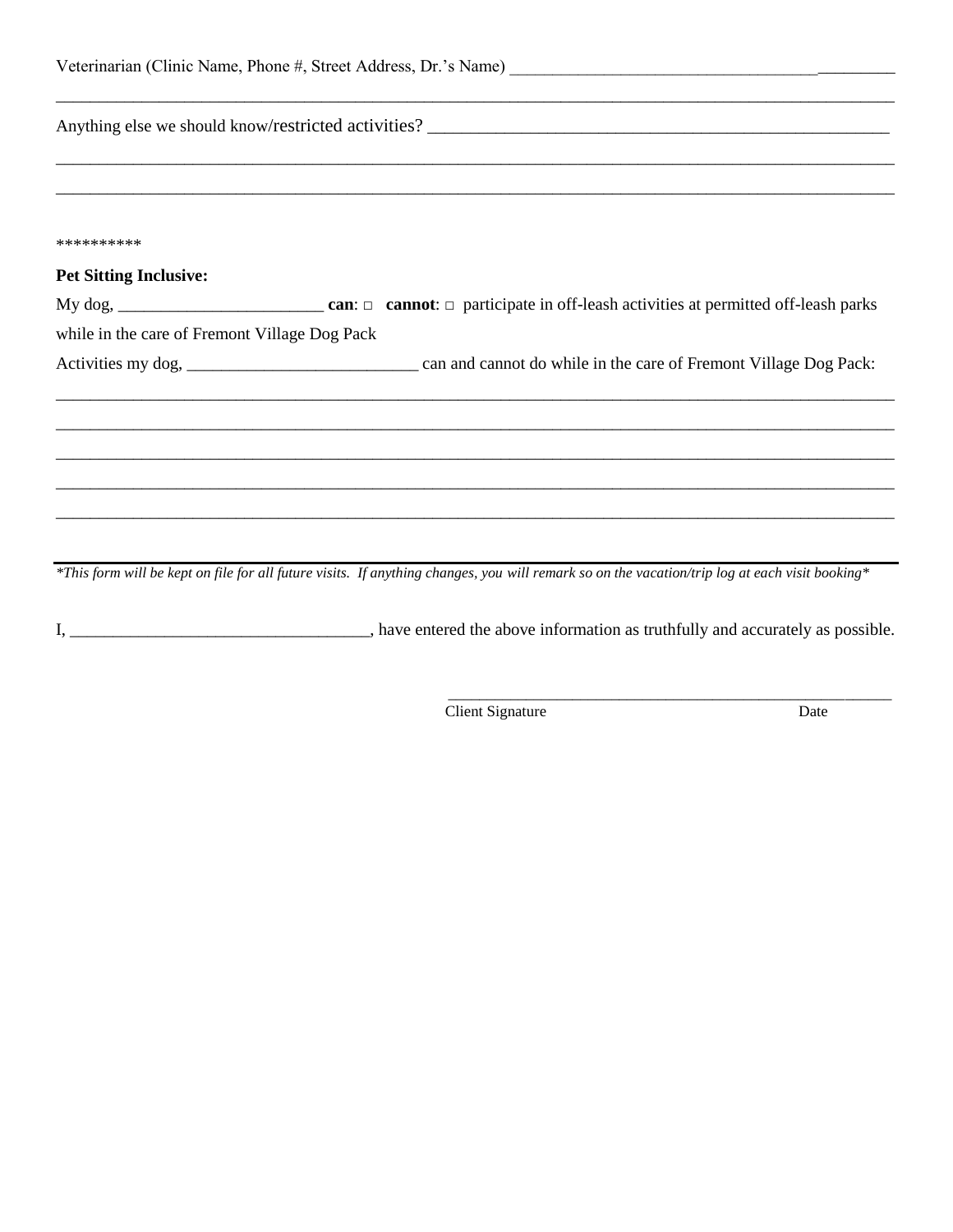Veterinarian (Clinic Name, Phone #, Street Address, Dr.'s Name) ____________________________________________

______________________________________________________________________________________________

Anything else we should know/restricted activities? ______________________________________________________

______________________________________________________________________________________________

______________________________________________________________________________________________

**********

**Pet Sitting Inclusive:**

My dog, ________________________ **can**: □ **cannot**: □ participate in off-leash activities at permitted off-leash parks while in the care of Fremont Village Dog Pack

Activities my dog, ___________________________ can and cannot do while in the care of Fremont Village Dog Pack:

______________________________________________________________________________________________

______________________________________________________________________________________________

______________________________________________________________________________________________

______________________________________________________________________________________________

______________________________________________________________________________________________

---

*\*This form will be kept on file for all future visits. If anything changes, you will remark so on the vacation/trip log at each visit booking\**

I, ___________________________________, have entered the above information as truthfully and accurately as possible.

_______________________________________________________

Client Signature Date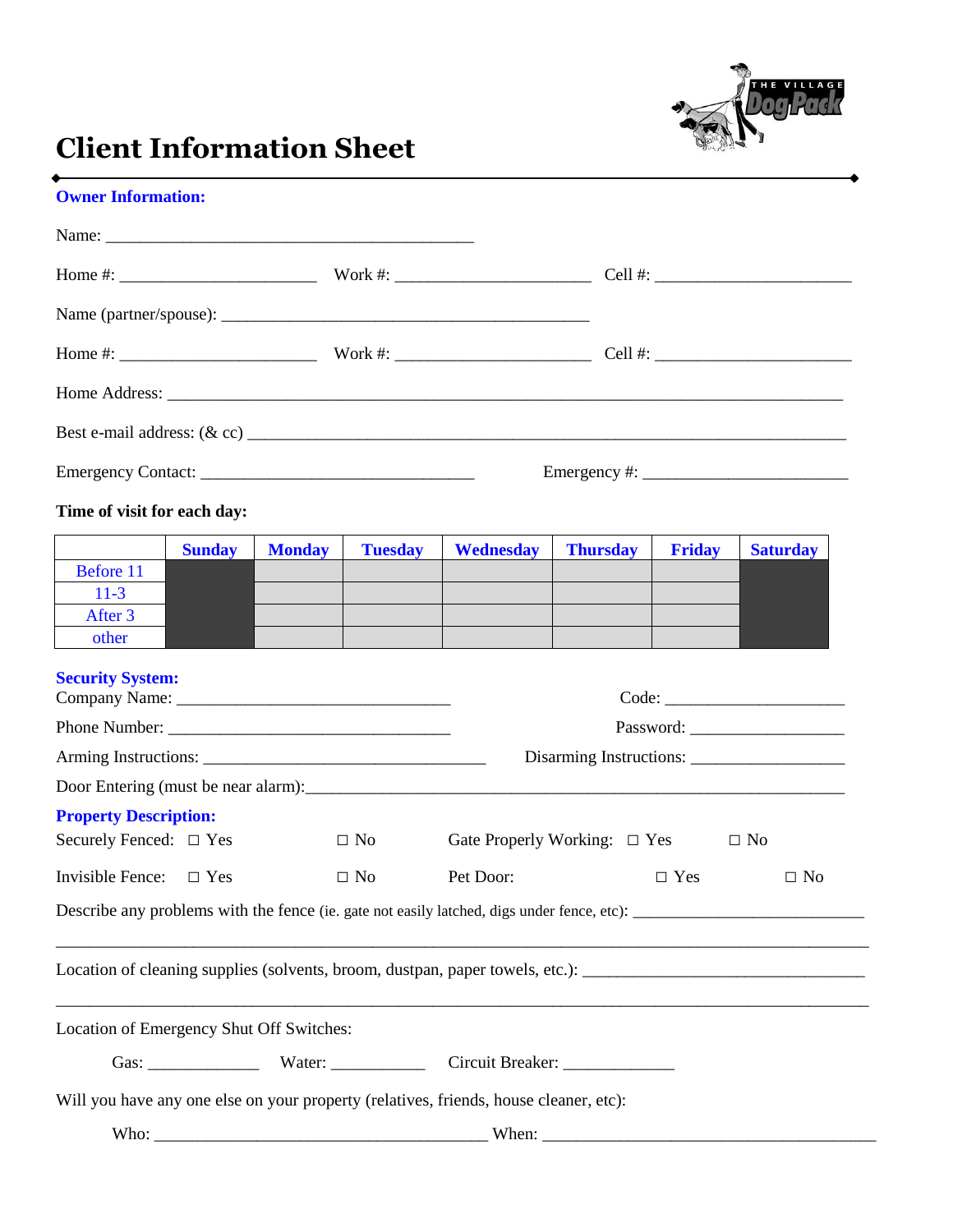# Client Information Sheet

**Owner Information:**

Name: ____________________________________________

Home #: ______________________ Work #: ______________________ Cell #: ______________________

Name (partner/spouse): ____________________________________________

Home #: ______________________ Work #: ______________________ Cell #: ______________________

Home Address: ________________________________________________________________________________

Best e-mail address: (& cc) ______________________________________________________________________

Emergency Contact: ________________________________ Emergency #: _______________________

**Time of visit for each day:**

| | Sunday | Monday | Tuesday | Wednesday | Thursday | Friday | Saturday |
|---|---|---|---|---|---|---|---|
| Before 11 | | | | | | | |
| 11-3 | | | | | | | |
| After 3 | | | | | | | |
| other | | | | | | | |

**Security System:**

Company Name: ________________________________ Code: _____________________

Phone Number: _________________________________ Password: __________________

Arming Instructions: ________________________________ Disarming Instructions: __________________

Door Entering (must be near alarm):________________________________________________________________

**Property Description:**

Securely Fenced: ☐ Yes ☐ No Gate Properly Working: ☐ Yes ☐ No

Invisible Fence: ☐ Yes ☐ No Pet Door: ☐ Yes ☐ No

Describe any problems with the fence (ie. gate not easily latched, digs under fence, etc): ___________________________

_______________________________________________________________________________________________

Location of cleaning supplies (solvents, broom, dustpan, paper towels, etc.): _________________________________

_______________________________________________________________________________________________

Location of Emergency Shut Off Switches:

Gas: _____________ Water: ___________ Circuit Breaker: _____________

Will you have any one else on your property (relatives, friends, house cleaner, etc):

Who: _______________________________________ When: _______________________________________